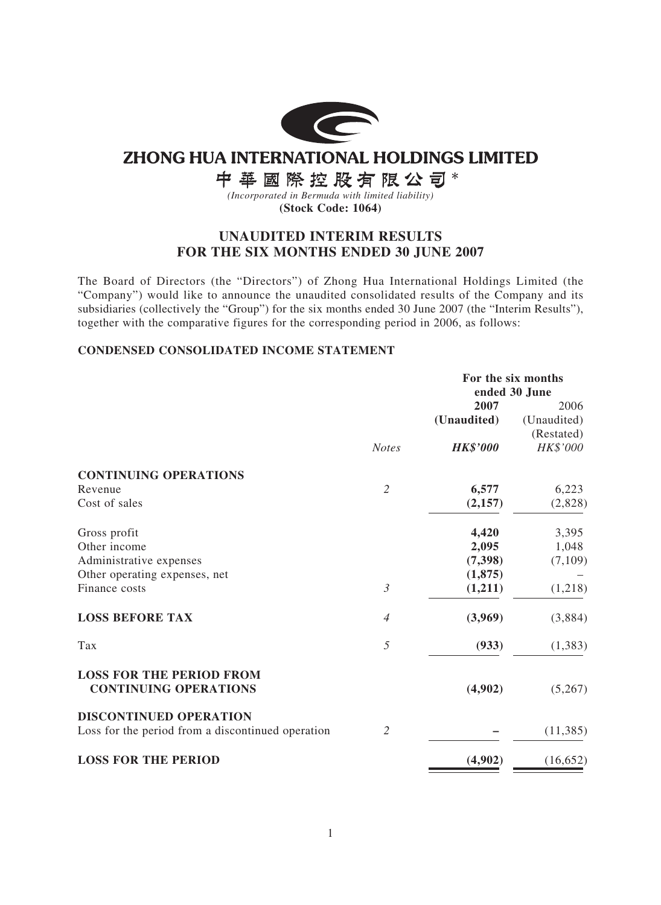# ZHONG HUA INTERNATIONAL HOLDINGS LIMITED

# 中華國際控股有限公司*

*(Incorporated in Bermuda with limited liability)*

**(Stock Code: 1064)**

## UNAUDITED INTERIM RESULTS FOR THE SIX MONTHS ENDED 30 JUNE 2007

The Board of Directors (the "Directors") of Zhong Hua International Holdings Limited (the "Company") would like to announce the unaudited consolidated results of the Company and its subsidiaries (collectively the "Group") for the six months ended 30 June 2007 (the "Interim Results"), together with the comparative figures for the corresponding period in 2006, as follows:

### CONDENSED CONSOLIDATED INCOME STATEMENT

| | | For the six months ended 30 June | |
|---|---|---|---|
| | | **2007** | 2006 |
| | | **(Unaudited)** | (Unaudited) (Restated) |
| | *Notes* | ***HK$'000*** | *HK$'000* |
| **CONTINUING OPERATIONS** | | | |
| Revenue | *2* | **6,577** | 6,223 |
| Cost of sales | | **(2,157)** | (2,828) |
| Gross profit | | **4,420** | 3,395 |
| Other income | | **2,095** | 1,048 |
| Administrative expenses | | **(7,398)** | (7,109) |
| Other operating expenses, net | | **(1,875)** | – |
| Finance costs | *3* | **(1,211)** | (1,218) |
| **LOSS BEFORE TAX** | *4* | **(3,969)** | (3,884) |
| Tax | *5* | **(933)** | (1,383) |
| **LOSS FOR THE PERIOD FROM CONTINUING OPERATIONS** | | **(4,902)** | (5,267) |
| **DISCONTINUED OPERATION** | | | |
| Loss for the period from a discontinued operation | *2* | **–** | (11,385) |
| **LOSS FOR THE PERIOD** | | **(4,902)** | (16,652) |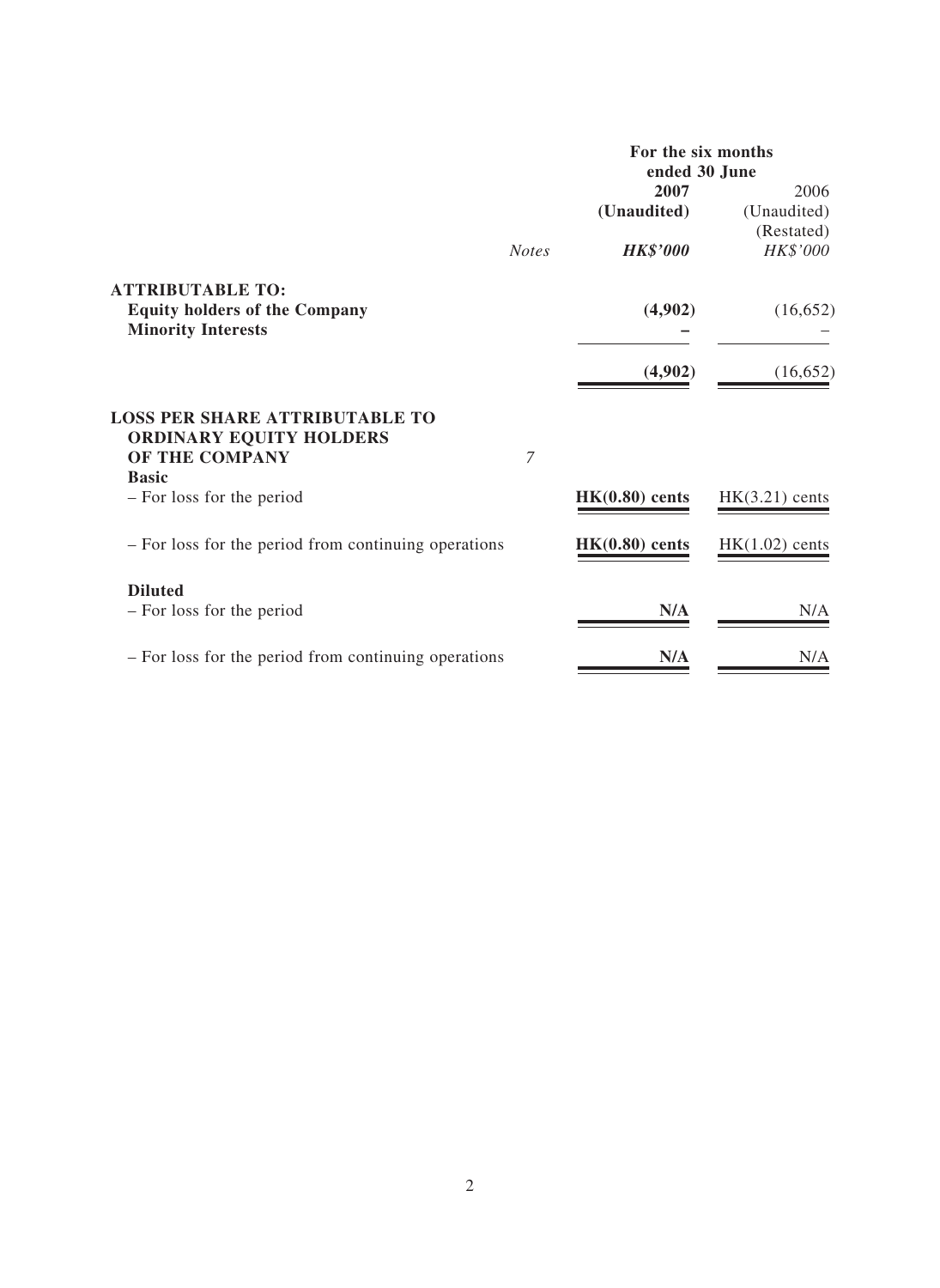| | Notes | For the six months ended 30 June 2007 (Unaudited) HK$'000 | 2006 (Unaudited) (Restated) HK$'000 |
|---|---|---|---|
| **ATTRIBUTABLE TO:** | | | |
| **Equity holders of the Company** | | **(4,902)** | (16,652) |
| **Minority Interests** | | **–** | – |
| | | **(4,902)** | (16,652) |
| **LOSS PER SHARE ATTRIBUTABLE TO ORDINARY EQUITY HOLDERS OF THE COMPANY** | *7* | | |
| **Basic** | | | |
| – For loss for the period | | **HK(0.80) cents** | HK(3.21) cents |
| – For loss for the period from continuing operations | | **HK(0.80) cents** | HK(1.02) cents |
| **Diluted** | | | |
| – For loss for the period | | **N/A** | N/A |
| – For loss for the period from continuing operations | | **N/A** | N/A |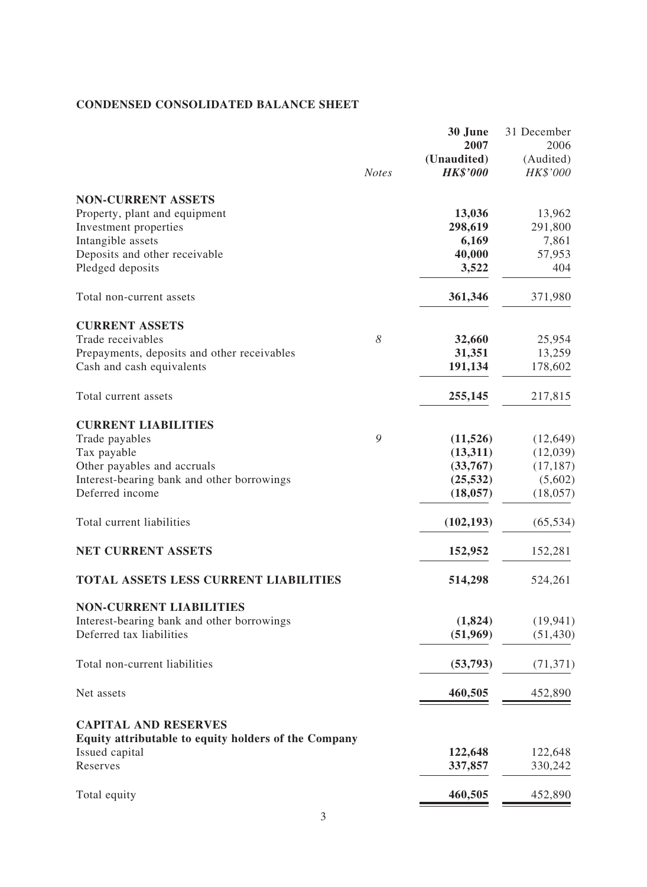## CONDENSED CONSOLIDATED BALANCE SHEET

| | Notes | 30 June 2007 (Unaudited) HK$'000 | 31 December 2006 (Audited) HK$'000 |
|---|---|---|---|
| **NON-CURRENT ASSETS** | | | |
| Property, plant and equipment | | **13,036** | 13,962 |
| Investment properties | | **298,619** | 291,800 |
| Intangible assets | | **6,169** | 7,861 |
| Deposits and other receivable | | **40,000** | 57,953 |
| Pledged deposits | | **3,522** | 404 |
| Total non-current assets | | **361,346** | 371,980 |
| **CURRENT ASSETS** | | | |
| Trade receivables | 8 | **32,660** | 25,954 |
| Prepayments, deposits and other receivables | | **31,351** | 13,259 |
| Cash and cash equivalents | | **191,134** | 178,602 |
| Total current assets | | **255,145** | 217,815 |
| **CURRENT LIABILITIES** | | | |
| Trade payables | 9 | **(11,526)** | (12,649) |
| Tax payable | | **(13,311)** | (12,039) |
| Other payables and accruals | | **(33,767)** | (17,187) |
| Interest-bearing bank and other borrowings | | **(25,532)** | (5,602) |
| Deferred income | | **(18,057)** | (18,057) |
| Total current liabilities | | **(102,193)** | (65,534) |
| **NET CURRENT ASSETS** | | **152,952** | 152,281 |
| **TOTAL ASSETS LESS CURRENT LIABILITIES** | | **514,298** | 524,261 |
| **NON-CURRENT LIABILITIES** | | | |
| Interest-bearing bank and other borrowings | | **(1,824)** | (19,941) |
| Deferred tax liabilities | | **(51,969)** | (51,430) |
| Total non-current liabilities | | **(53,793)** | (71,371) |
| Net assets | | **460,505** | 452,890 |
| **CAPITAL AND RESERVES** | | | |
| **Equity attributable to equity holders of the Company** | | | |
| Issued capital | | **122,648** | 122,648 |
| Reserves | | **337,857** | 330,242 |
| Total equity | | **460,505** | 452,890 |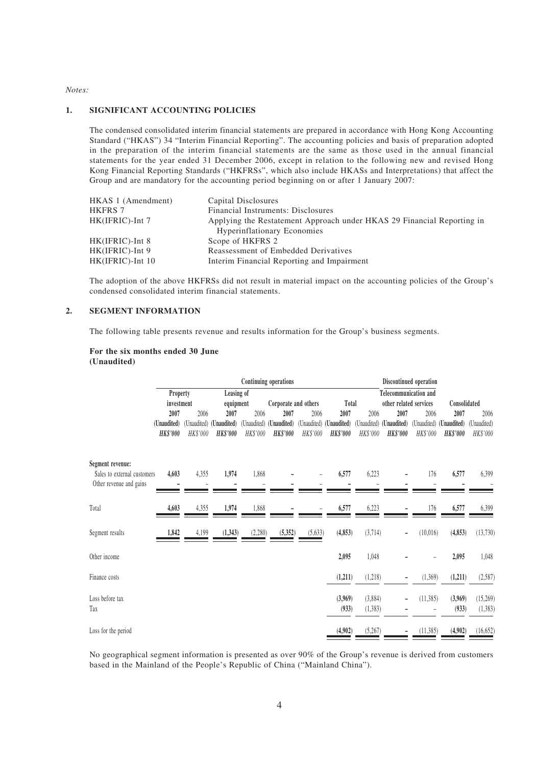*Notes:*

## 1. SIGNIFICANT ACCOUNTING POLICIES

The condensed consolidated interim financial statements are prepared in accordance with Hong Kong Accounting Standard ("HKAS") 34 "Interim Financial Reporting". The accounting policies and basis of preparation adopted in the preparation of the interim financial statements are the same as those used in the annual financial statements for the year ended 31 December 2006, except in relation to the following new and revised Hong Kong Financial Reporting Standards ("HKFRSs", which also include HKASs and Interpretations) that affect the Group and are mandatory for the accounting period beginning on or after 1 January 2007:

| | |
|---|---|
| HKAS 1 (Amendment) | Capital Disclosures |
| HKFRS 7 | Financial Instruments: Disclosures |
| HK(IFRIC)-Int 7 | Applying the Restatement Approach under HKAS 29 Financial Reporting in Hyperinflationary Economies |
| HK(IFRIC)-Int 8 | Scope of HKFRS 2 |
| HK(IFRIC)-Int 9 | Reassessment of Embedded Derivatives |
| HK(IFRIC)-Int 10 | Interim Financial Reporting and Impairment |

The adoption of the above HKFRSs did not result in material impact on the accounting policies of the Group's condensed consolidated interim financial statements.

## 2. SEGMENT INFORMATION

The following table presents revenue and results information for the Group's business segments.

**For the six months ended 30 June (Unaudited)**

| | Continuing operations | | | | | | | | Discontinued operation | | | |
|---|---|---|---|---|---|---|---|---|---|---|---|---|
| | Property investment | | Leasing of equipment | | Corporate and others | | Total | | Telecommunication and other related services | | Consolidated | |
| | **2007** | 2006 | **2007** | 2006 | **2007** | 2006 | **2007** | 2006 | **2007** | 2006 | **2007** | 2006 |
| | **(Unaudited)** | (Unaudited) | **(Unaudited)** | (Unaudited) | **(Unaudited)** | (Unaudited) | **(Unaudited)** | (Unaudited) | **(Unaudited)** | (Unaudited) | **(Unaudited)** | (Unaudited) |
| | ***HK$'000*** | *HK$'000* | ***HK$'000*** | *HK$'000* | ***HK$'000*** | *HK$'000* | ***HK$'000*** | *HK$'000* | ***HK$'000*** | *HK$'000* | ***HK$'000*** | *HK$'000* |
| **Segment revenue:** | | | | | | | | | | | | |
| Sales to external customers | **4,603** | 4,355 | **1,974** | 1,868 | **–** | – | **6,577** | 6,223 | **–** | 176 | **6,577** | 6,399 |
| Other revenue and gains | **–** | – | **–** | – | **–** | – | **–** | – | **–** | – | **–** | – |
| Total | **4,603** | 4,355 | **1,974** | 1,868 | **–** | – | **6,577** | 6,223 | **–** | 176 | **6,577** | 6,399 |
| Segment results | **1,842** | 4,199 | **(1,343)** | (2,280) | **(5,352)** | (5,633) | **(4,853)** | (3,714) | **–** | (10,016) | **(4,853)** | (13,730) |
| Other income | | | | | | | **2,095** | 1,048 | **–** | – | **2,095** | 1,048 |
| Finance costs | | | | | | | **(1,211)** | (1,218) | **–** | (1,369) | **(1,211)** | (2,587) |
| Loss before tax | | | | | | | **(3,969)** | (3,884) | **–** | (11,385) | **(3,969)** | (15,269) |
| Tax | | | | | | | **(933)** | (1,383) | **–** | – | **(933)** | (1,383) |
| Loss for the period | | | | | | | **(4,902)** | (5,267) | **–** | (11,385) | **(4,902)** | (16,652) |

No geographical segment information is presented as over 90% of the Group's revenue is derived from customers based in the Mainland of the People's Republic of China ("Mainland China").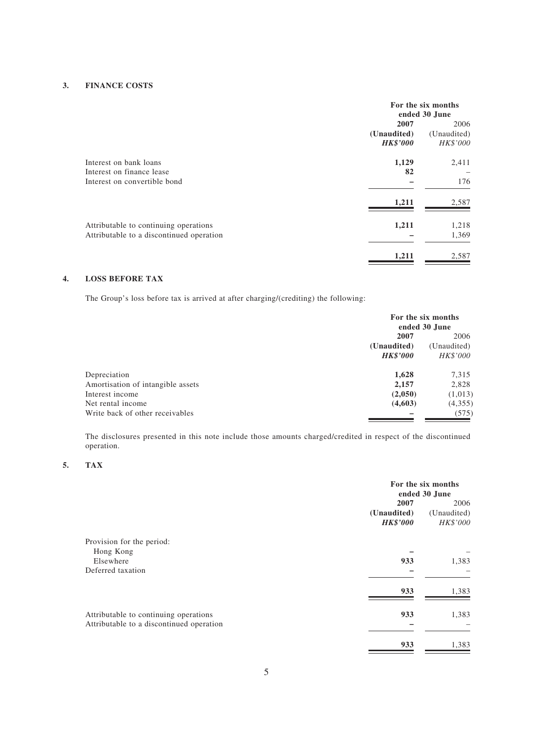### 3. FINANCE COSTS

| | For the six months ended 30 June | |
|---|---|---|
| | **2007** | 2006 |
| | **(Unaudited)** | (Unaudited) |
| | ***HK$'000*** | *HK$'000* |
| Interest on bank loans | **1,129** | 2,411 |
| Interest on finance lease | **82** | – |
| Interest on convertible bond | **–** | 176 |
| | **1,211** | 2,587 |
| Attributable to continuing operations | **1,211** | 1,218 |
| Attributable to a discontinued operation | **–** | 1,369 |
| | **1,211** | 2,587 |

### 4. LOSS BEFORE TAX

The Group's loss before tax is arrived at after charging/(crediting) the following:

| | For the six months ended 30 June | |
|---|---|---|
| | **2007** | 2006 |
| | **(Unaudited)** | (Unaudited) |
| | ***HK$'000*** | *HK$'000* |
| Depreciation | **1,628** | 7,315 |
| Amortisation of intangible assets | **2,157** | 2,828 |
| Interest income | **(2,050)** | (1,013) |
| Net rental income | **(4,603)** | (4,355) |
| Write back of other receivables | **–** | (575) |

The disclosures presented in this note include those amounts charged/credited in respect of the discontinued operation.

### 5. TAX

| | For the six months ended 30 June | |
|---|---|---|
| | **2007** | 2006 |
| | **(Unaudited)** | (Unaudited) |
| | ***HK$'000*** | *HK$'000* |
| Provision for the period: | | |
| Hong Kong | **–** | – |
| Elsewhere | **933** | 1,383 |
| Deferred taxation | **–** | – |
| | **933** | 1,383 |
| Attributable to continuing operations | **933** | 1,383 |
| Attributable to a discontinued operation | **–** | – |
| | **933** | 1,383 |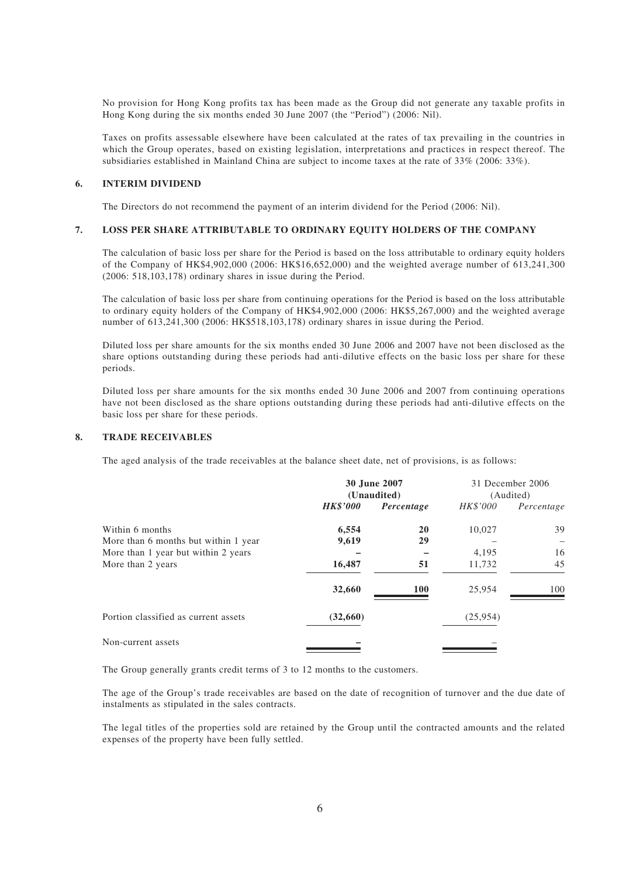No provision for Hong Kong profits tax has been made as the Group did not generate any taxable profits in Hong Kong during the six months ended 30 June 2007 (the "Period") (2006: Nil).

Taxes on profits assessable elsewhere have been calculated at the rates of tax prevailing in the countries in which the Group operates, based on existing legislation, interpretations and practices in respect thereof. The subsidiaries established in Mainland China are subject to income taxes at the rate of 33% (2006: 33%).

## 6. INTERIM DIVIDEND

The Directors do not recommend the payment of an interim dividend for the Period (2006: Nil).

## 7. LOSS PER SHARE ATTRIBUTABLE TO ORDINARY EQUITY HOLDERS OF THE COMPANY

The calculation of basic loss per share for the Period is based on the loss attributable to ordinary equity holders of the Company of HK$4,902,000 (2006: HK$16,652,000) and the weighted average number of 613,241,300 (2006: 518,103,178) ordinary shares in issue during the Period.

The calculation of basic loss per share from continuing operations for the Period is based on the loss attributable to ordinary equity holders of the Company of HK$4,902,000 (2006: HK$5,267,000) and the weighted average number of 613,241,300 (2006: HK$518,103,178) ordinary shares in issue during the Period.

Diluted loss per share amounts for the six months ended 30 June 2006 and 2007 have not been disclosed as the share options outstanding during these periods had anti-dilutive effects on the basic loss per share for these periods.

Diluted loss per share amounts for the six months ended 30 June 2006 and 2007 from continuing operations have not been disclosed as the share options outstanding during these periods had anti-dilutive effects on the basic loss per share for these periods.

## 8. TRADE RECEIVABLES

The aged analysis of the trade receivables at the balance sheet date, net of provisions, is as follows:

| | **30 June 2007 (Unaudited)** | | 31 December 2006 (Audited) | |
|---|---|---|---|---|
| | ***HK$'000*** | ***Percentage*** | *HK$'000* | *Percentage* |
| Within 6 months | **6,554** | **20** | 10,027 | 39 |
| More than 6 months but within 1 year | **9,619** | **29** | – | – |
| More than 1 year but within 2 years | **–** | **–** | 4,195 | 16 |
| More than 2 years | **16,487** | **51** | 11,732 | 45 |
| | **32,660** | **100** | 25,954 | 100 |
| Portion classified as current assets | **(32,660)** | | (25,954) | |
| Non-current assets | **–** | | – | |

The Group generally grants credit terms of 3 to 12 months to the customers.

The age of the Group's trade receivables are based on the date of recognition of turnover and the due date of instalments as stipulated in the sales contracts.

The legal titles of the properties sold are retained by the Group until the contracted amounts and the related expenses of the property have been fully settled.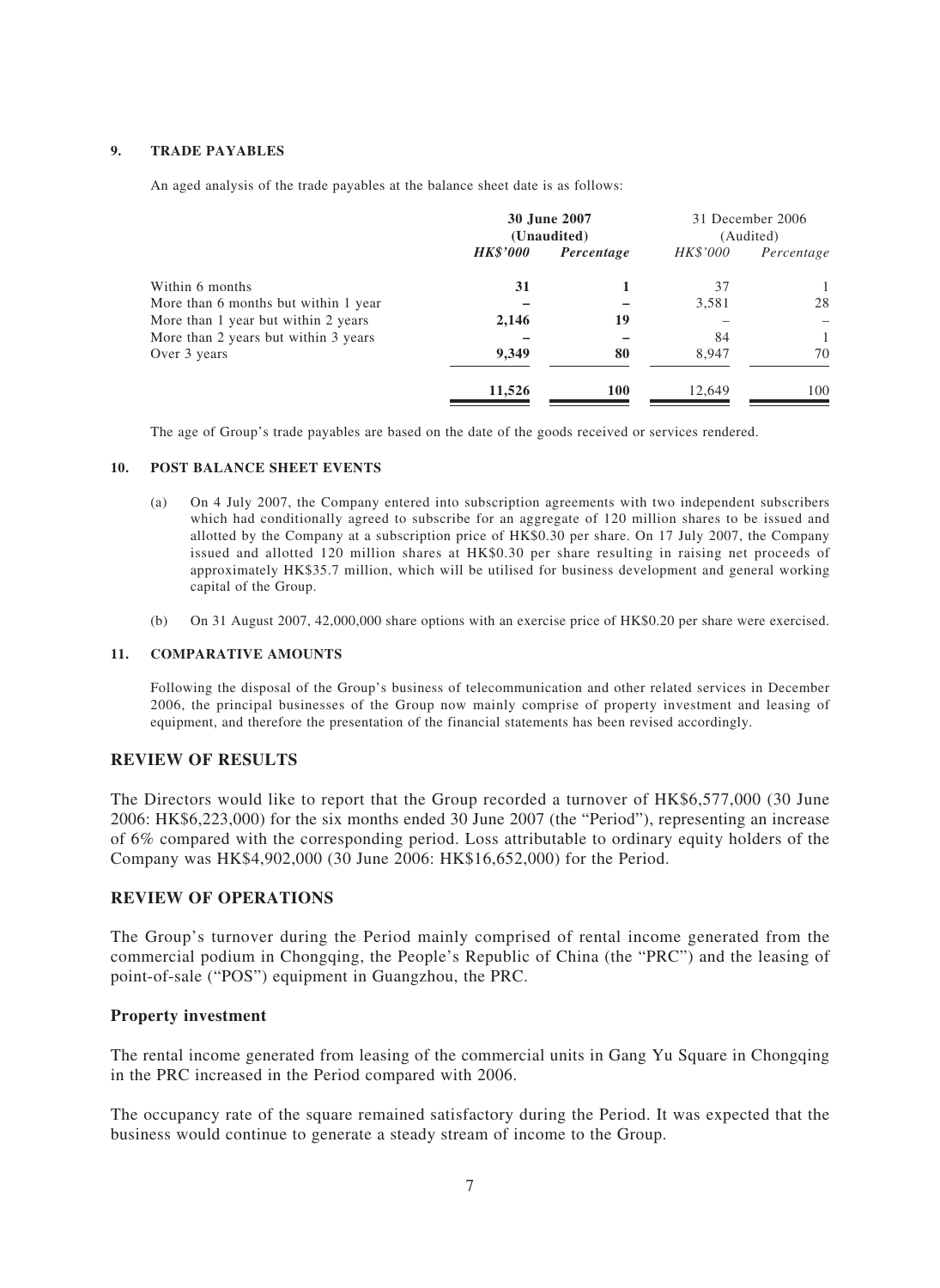### 9. TRADE PAYABLES

An aged analysis of the trade payables at the balance sheet date is as follows:

| | **30 June 2007 (Unaudited)** | | 31 December 2006 (Audited) | |
|---|---|---|---|---|
| | ***HK$'000*** | ***Percentage*** | *HK$'000* | *Percentage* |
| Within 6 months | **31** | **1** | 37 | 1 |
| More than 6 months but within 1 year | **–** | **–** | 3,581 | 28 |
| More than 1 year but within 2 years | **2,146** | **19** | – | – |
| More than 2 years but within 3 years | **–** | **–** | 84 | 1 |
| Over 3 years | **9,349** | **80** | 8,947 | 70 |
| | **11,526** | **100** | 12,649 | 100 |

The age of Group's trade payables are based on the date of the goods received or services rendered.

### 10. POST BALANCE SHEET EVENTS

(a) On 4 July 2007, the Company entered into subscription agreements with two independent subscribers which had conditionally agreed to subscribe for an aggregate of 120 million shares to be issued and allotted by the Company at a subscription price of HK$0.30 per share. On 17 July 2007, the Company issued and allotted 120 million shares at HK$0.30 per share resulting in raising net proceeds of approximately HK$35.7 million, which will be utilised for business development and general working capital of the Group.

(b) On 31 August 2007, 42,000,000 share options with an exercise price of HK$0.20 per share were exercised.

### 11. COMPARATIVE AMOUNTS

Following the disposal of the Group's business of telecommunication and other related services in December 2006, the principal businesses of the Group now mainly comprise of property investment and leasing of equipment, and therefore the presentation of the financial statements has been revised accordingly.

## REVIEW OF RESULTS

The Directors would like to report that the Group recorded a turnover of HK$6,577,000 (30 June 2006: HK$6,223,000) for the six months ended 30 June 2007 (the "Period"), representing an increase of 6% compared with the corresponding period. Loss attributable to ordinary equity holders of the Company was HK$4,902,000 (30 June 2006: HK$16,652,000) for the Period.

## REVIEW OF OPERATIONS

The Group's turnover during the Period mainly comprised of rental income generated from the commercial podium in Chongqing, the People's Republic of China (the "PRC") and the leasing of point-of-sale ("POS") equipment in Guangzhou, the PRC.

### Property investment

The rental income generated from leasing of the commercial units in Gang Yu Square in Chongqing in the PRC increased in the Period compared with 2006.

The occupancy rate of the square remained satisfactory during the Period. It was expected that the business would continue to generate a steady stream of income to the Group.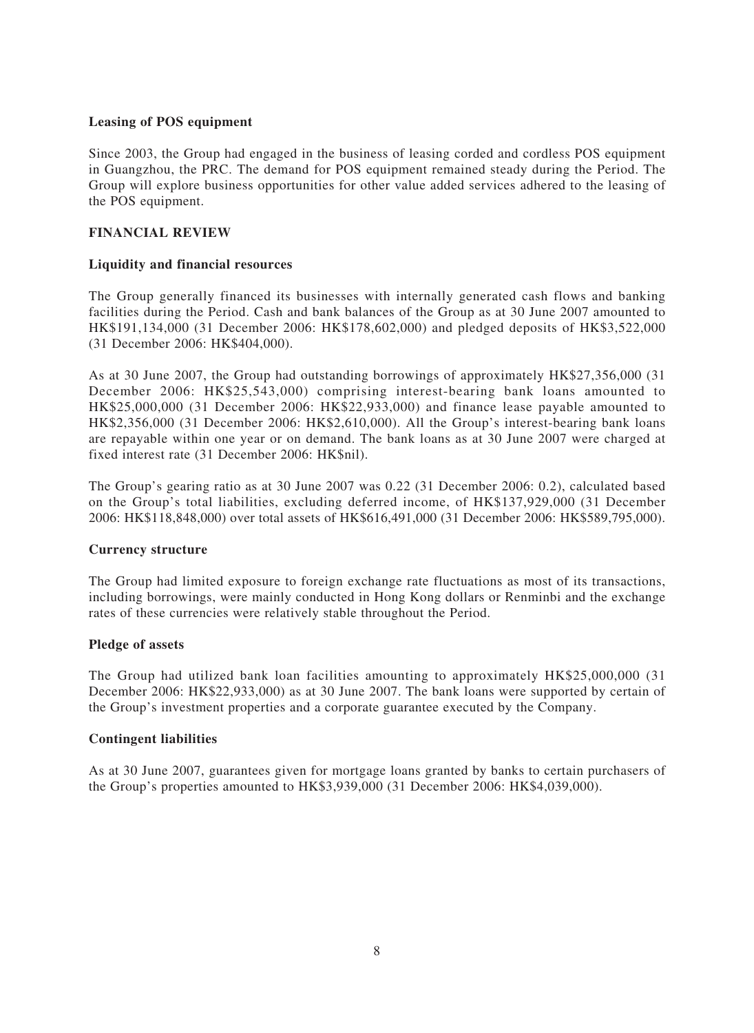**Leasing of POS equipment**

Since 2003, the Group had engaged in the business of leasing corded and cordless POS equipment in Guangzhou, the PRC. The demand for POS equipment remained steady during the Period. The Group will explore business opportunities for other value added services adhered to the leasing of the POS equipment.

## FINANCIAL REVIEW

**Liquidity and financial resources**

The Group generally financed its businesses with internally generated cash flows and banking facilities during the Period. Cash and bank balances of the Group as at 30 June 2007 amounted to HK$191,134,000 (31 December 2006: HK$178,602,000) and pledged deposits of HK$3,522,000 (31 December 2006: HK$404,000).

As at 30 June 2007, the Group had outstanding borrowings of approximately HK$27,356,000 (31 December 2006: HK$25,543,000) comprising interest-bearing bank loans amounted to HK$25,000,000 (31 December 2006: HK$22,933,000) and finance lease payable amounted to HK$2,356,000 (31 December 2006: HK$2,610,000). All the Group's interest-bearing bank loans are repayable within one year or on demand. The bank loans as at 30 June 2007 were charged at fixed interest rate (31 December 2006: HK$nil).

The Group's gearing ratio as at 30 June 2007 was 0.22 (31 December 2006: 0.2), calculated based on the Group's total liabilities, excluding deferred income, of HK$137,929,000 (31 December 2006: HK$118,848,000) over total assets of HK$616,491,000 (31 December 2006: HK$589,795,000).

**Currency structure**

The Group had limited exposure to foreign exchange rate fluctuations as most of its transactions, including borrowings, were mainly conducted in Hong Kong dollars or Renminbi and the exchange rates of these currencies were relatively stable throughout the Period.

**Pledge of assets**

The Group had utilized bank loan facilities amounting to approximately HK$25,000,000 (31 December 2006: HK$22,933,000) as at 30 June 2007. The bank loans were supported by certain of the Group's investment properties and a corporate guarantee executed by the Company.

**Contingent liabilities**

As at 30 June 2007, guarantees given for mortgage loans granted by banks to certain purchasers of the Group's properties amounted to HK$3,939,000 (31 December 2006: HK$4,039,000).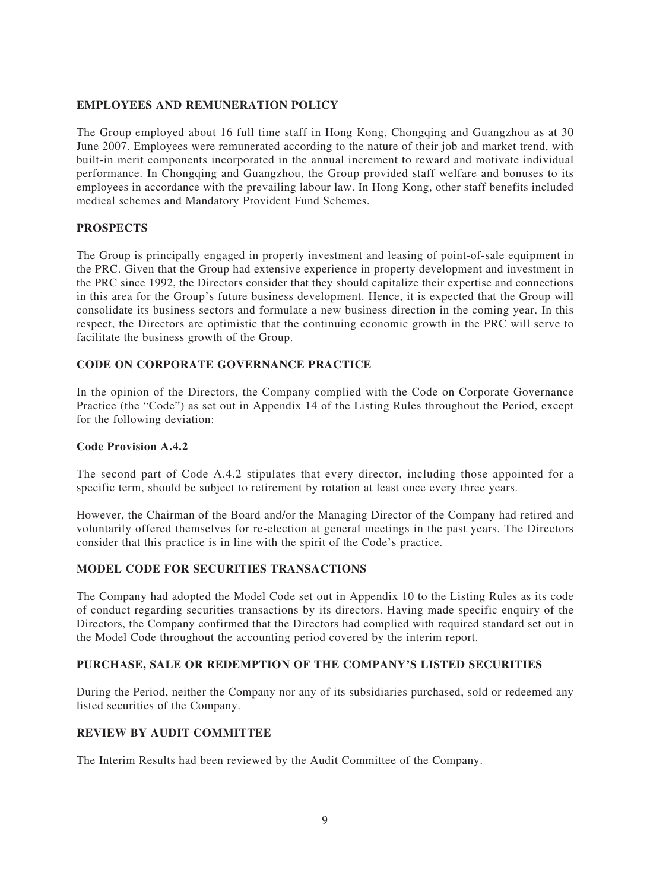## EMPLOYEES AND REMUNERATION POLICY

The Group employed about 16 full time staff in Hong Kong, Chongqing and Guangzhou as at 30 June 2007. Employees were remunerated according to the nature of their job and market trend, with built-in merit components incorporated in the annual increment to reward and motivate individual performance. In Chongqing and Guangzhou, the Group provided staff welfare and bonuses to its employees in accordance with the prevailing labour law. In Hong Kong, other staff benefits included medical schemes and Mandatory Provident Fund Schemes.

## PROSPECTS

The Group is principally engaged in property investment and leasing of point-of-sale equipment in the PRC. Given that the Group had extensive experience in property development and investment in the PRC since 1992, the Directors consider that they should capitalize their expertise and connections in this area for the Group's future business development. Hence, it is expected that the Group will consolidate its business sectors and formulate a new business direction in the coming year. In this respect, the Directors are optimistic that the continuing economic growth in the PRC will serve to facilitate the business growth of the Group.

## CODE ON CORPORATE GOVERNANCE PRACTICE

In the opinion of the Directors, the Company complied with the Code on Corporate Governance Practice (the "Code") as set out in Appendix 14 of the Listing Rules throughout the Period, except for the following deviation:

### Code Provision A.4.2

The second part of Code A.4.2 stipulates that every director, including those appointed for a specific term, should be subject to retirement by rotation at least once every three years.

However, the Chairman of the Board and/or the Managing Director of the Company had retired and voluntarily offered themselves for re-election at general meetings in the past years. The Directors consider that this practice is in line with the spirit of the Code's practice.

## MODEL CODE FOR SECURITIES TRANSACTIONS

The Company had adopted the Model Code set out in Appendix 10 to the Listing Rules as its code of conduct regarding securities transactions by its directors. Having made specific enquiry of the Directors, the Company confirmed that the Directors had complied with required standard set out in the Model Code throughout the accounting period covered by the interim report.

## PURCHASE, SALE OR REDEMPTION OF THE COMPANY'S LISTED SECURITIES

During the Period, neither the Company nor any of its subsidiaries purchased, sold or redeemed any listed securities of the Company.

## REVIEW BY AUDIT COMMITTEE

The Interim Results had been reviewed by the Audit Committee of the Company.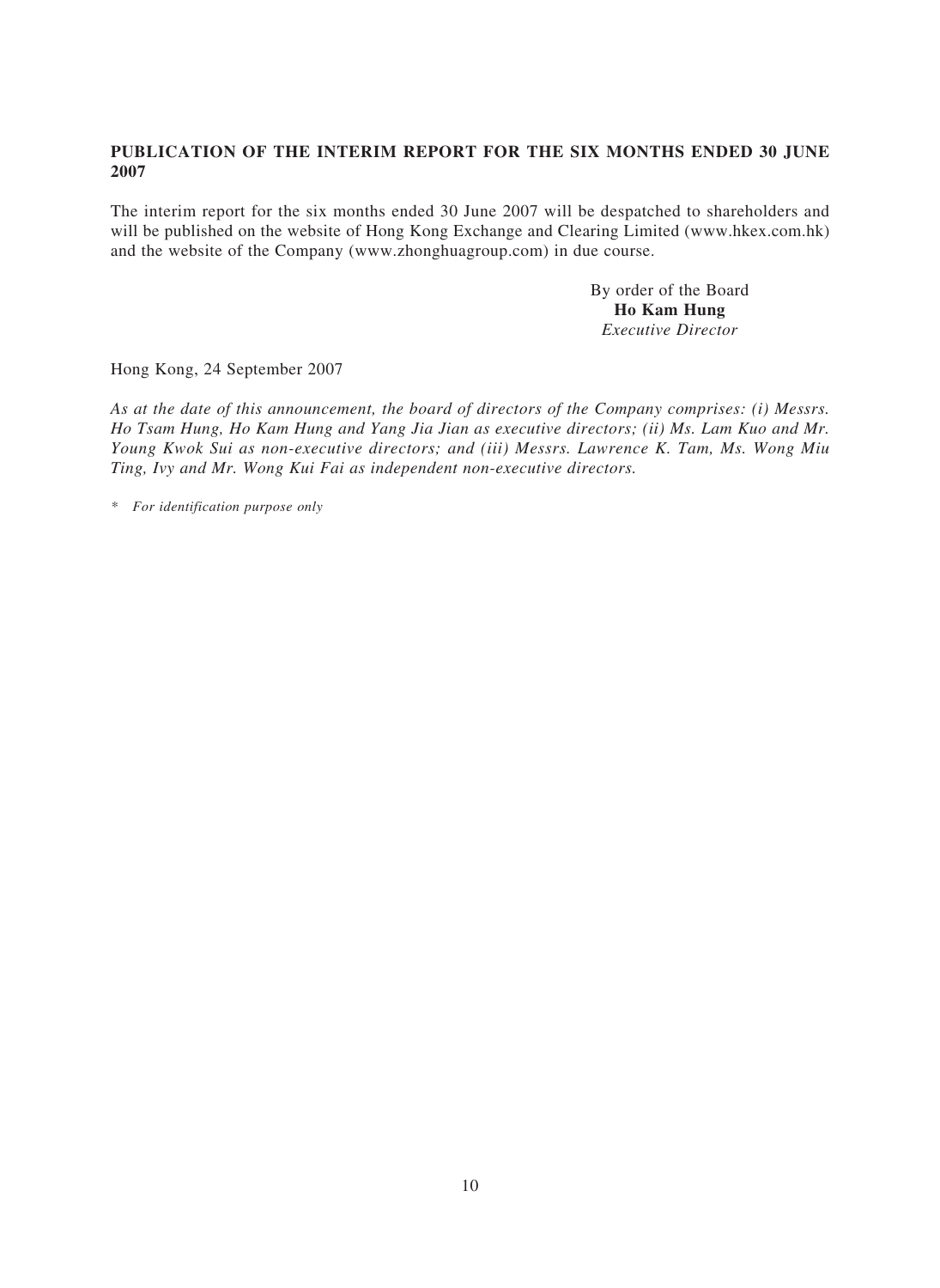## PUBLICATION OF THE INTERIM REPORT FOR THE SIX MONTHS ENDED 30 JUNE 2007

The interim report for the six months ended 30 June 2007 will be despatched to shareholders and will be published on the website of Hong Kong Exchange and Clearing Limited (www.hkex.com.hk) and the website of the Company (www.zhonghuagroup.com) in due course.

By order of the Board
**Ho Kam Hung**
*Executive Director*

Hong Kong, 24 September 2007

*As at the date of this announcement, the board of directors of the Company comprises: (i) Messrs. Ho Tsam Hung, Ho Kam Hung and Yang Jia Jian as executive directors; (ii) Ms. Lam Kuo and Mr. Young Kwok Sui as non-executive directors; and (iii) Messrs. Lawrence K. Tam, Ms. Wong Miu Ting, Ivy and Mr. Wong Kui Fai as independent non-executive directors.*

\* *For identification purpose only*